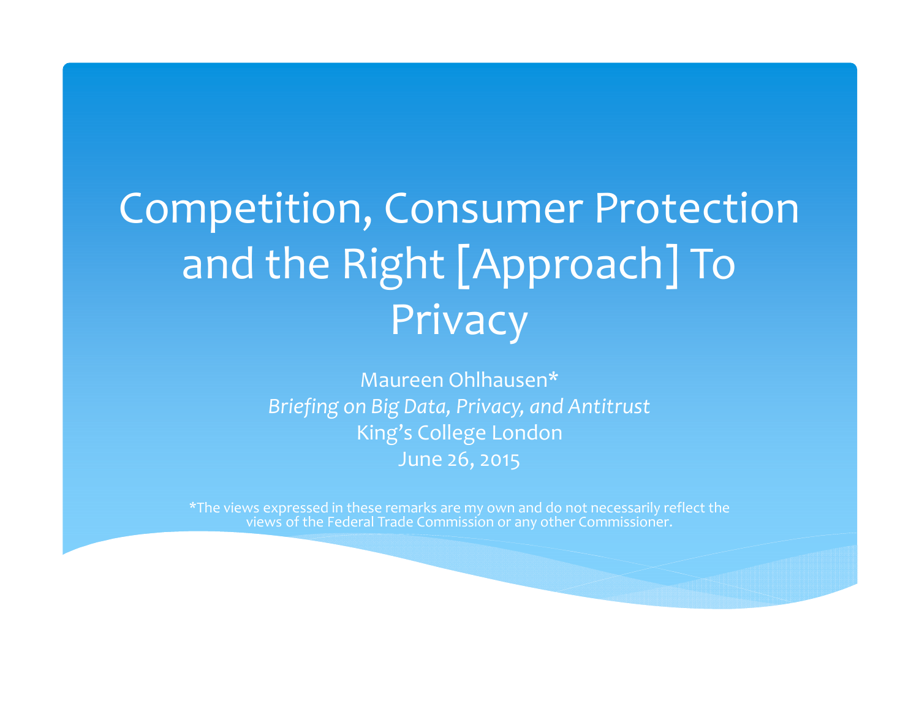# Competition, Consumer Protection and the Right [Approach] To Privacy

Maureen Ohlhausen*

*Briefing on Big Data, Privacy, and Antitrust*

King's College London

June 26, 2015

*The views expressed in these remarks are my own and do not necessarily reflect the views of the Federal Trade Commission or any other Commissioner.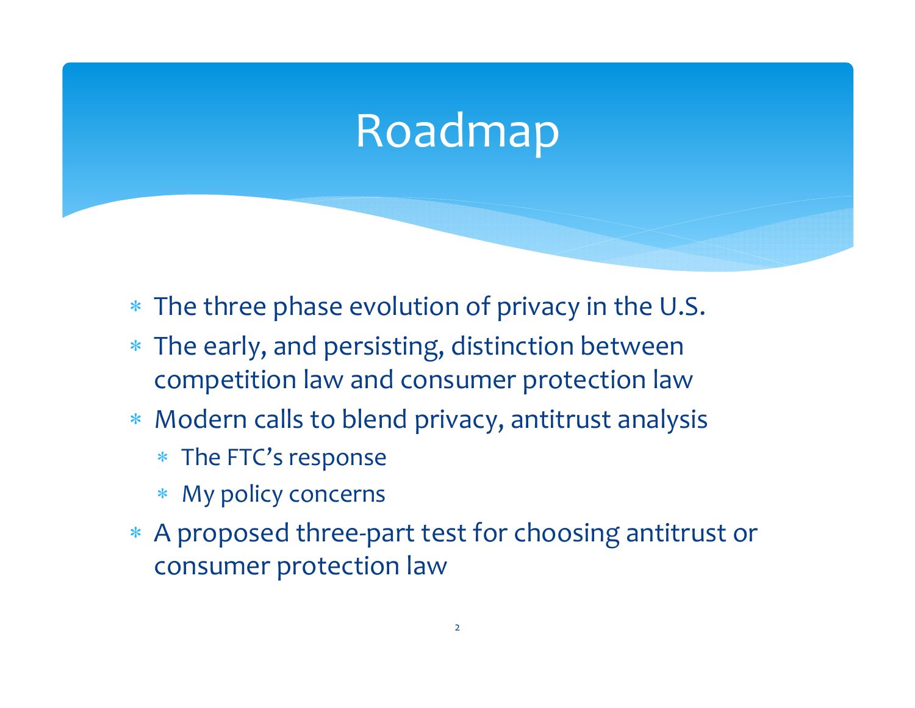# Roadmap

- The three phase evolution of privacy in the U.S.
- The early, and persisting, distinction between competition law and consumer protection law
- Modern calls to blend privacy, antitrust analysis
  - The FTC's response
  - My policy concerns
- A proposed three-part test for choosing antitrust or consumer protection law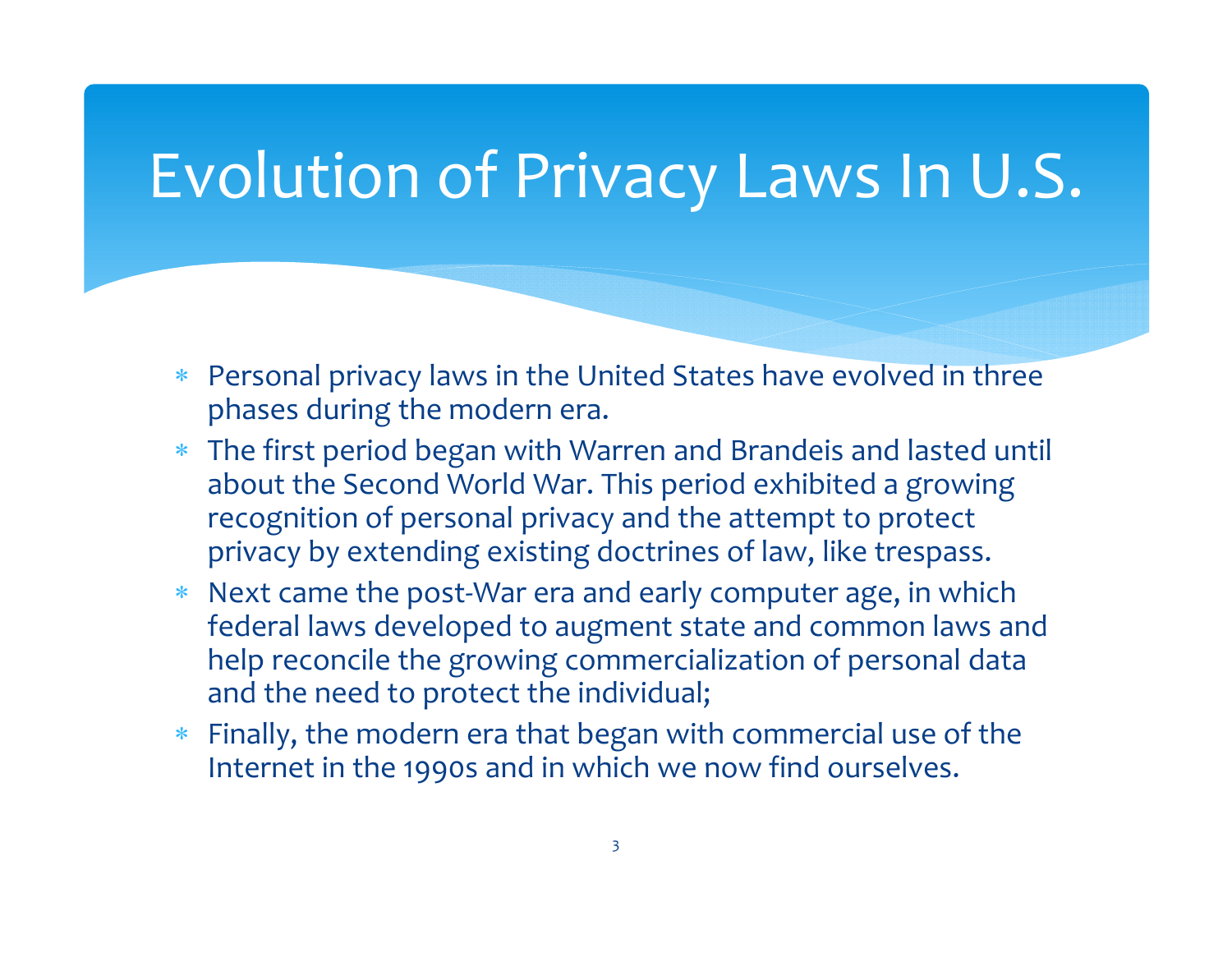# Evolution of Privacy Laws In U.S.

- Personal privacy laws in the United States have evolved in three phases during the modern era.
- The first period began with Warren and Brandeis and lasted until about the Second World War. This period exhibited a growing recognition of personal privacy and the attempt to protect privacy by extending existing doctrines of law, like trespass.
- Next came the post-War era and early computer age, in which federal laws developed to augment state and common laws and help reconcile the growing commercialization of personal data and the need to protect the individual;
- Finally, the modern era that began with commercial use of the Internet in the 1990s and in which we now find ourselves.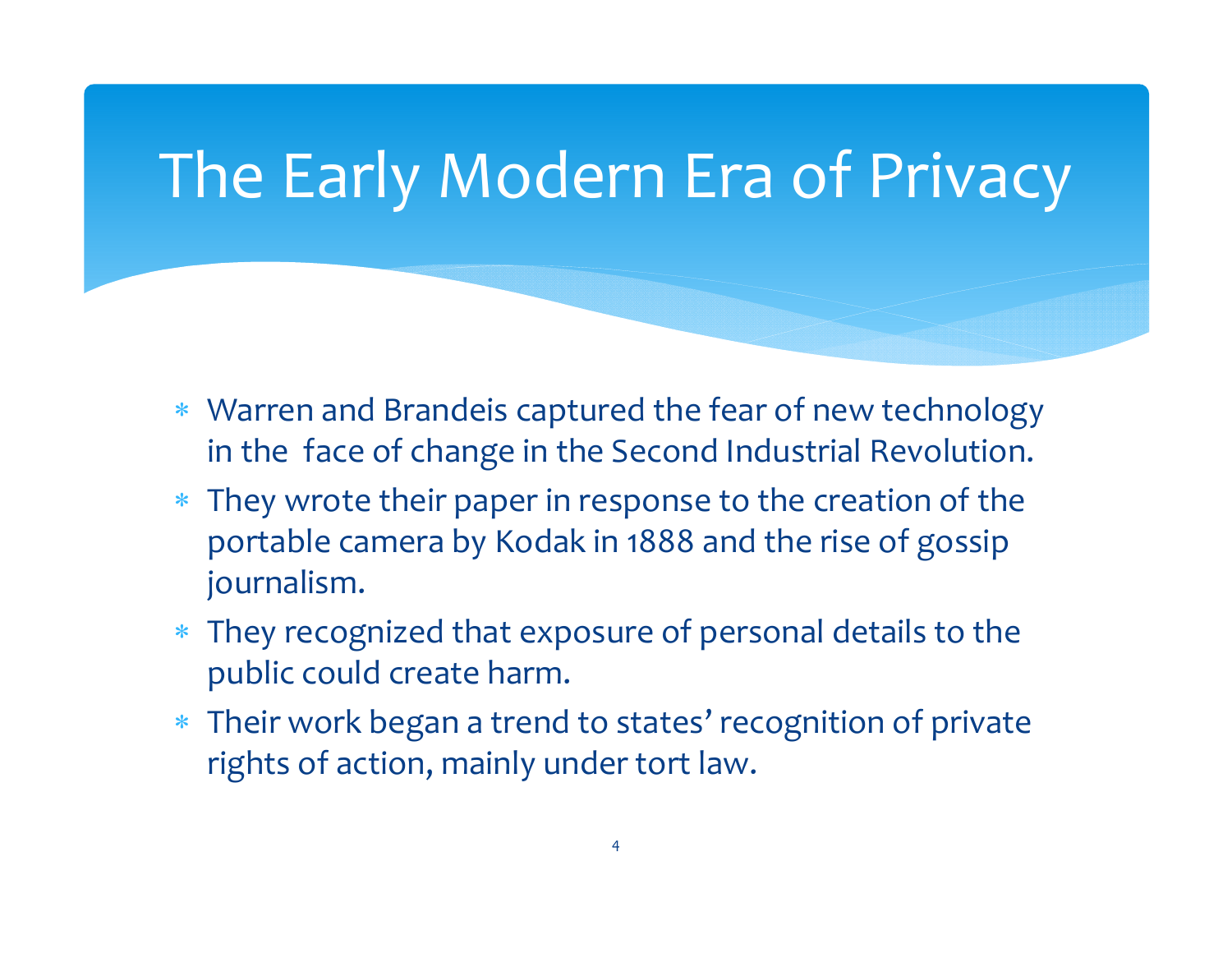# The Early Modern Era of Privacy

- Warren and Brandeis captured the fear of new technology in the face of change in the Second Industrial Revolution.
- They wrote their paper in response to the creation of the portable camera by Kodak in 1888 and the rise of gossip journalism.
- They recognized that exposure of personal details to the public could create harm.
- Their work began a trend to states' recognition of private rights of action, mainly under tort law.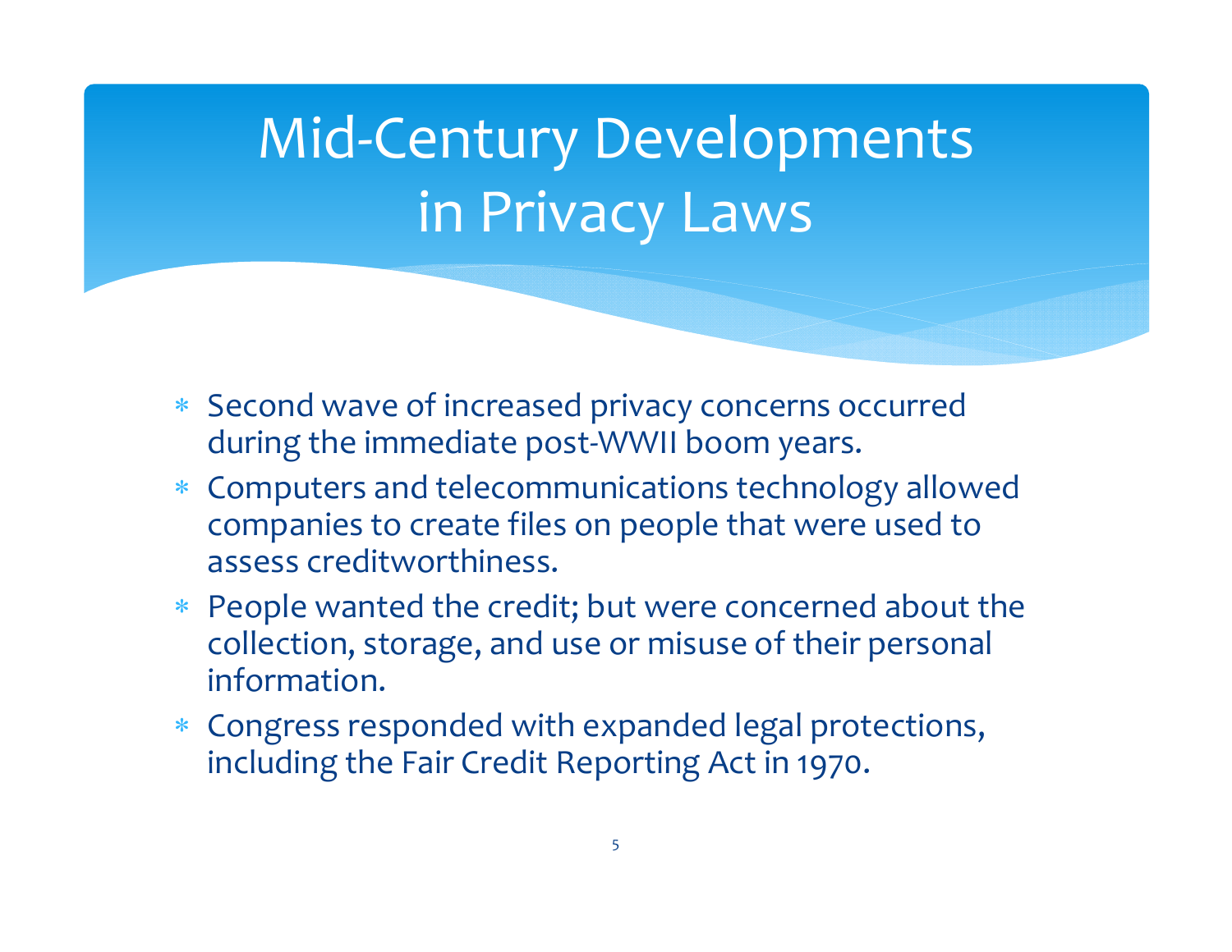# Mid-Century Developments in Privacy Laws

- Second wave of increased privacy concerns occurred during the immediate post-WWII boom years.
- Computers and telecommunications technology allowed companies to create files on people that were used to assess creditworthiness.
- People wanted the credit; but were concerned about the collection, storage, and use or misuse of their personal information.
- Congress responded with expanded legal protections, including the Fair Credit Reporting Act in 1970.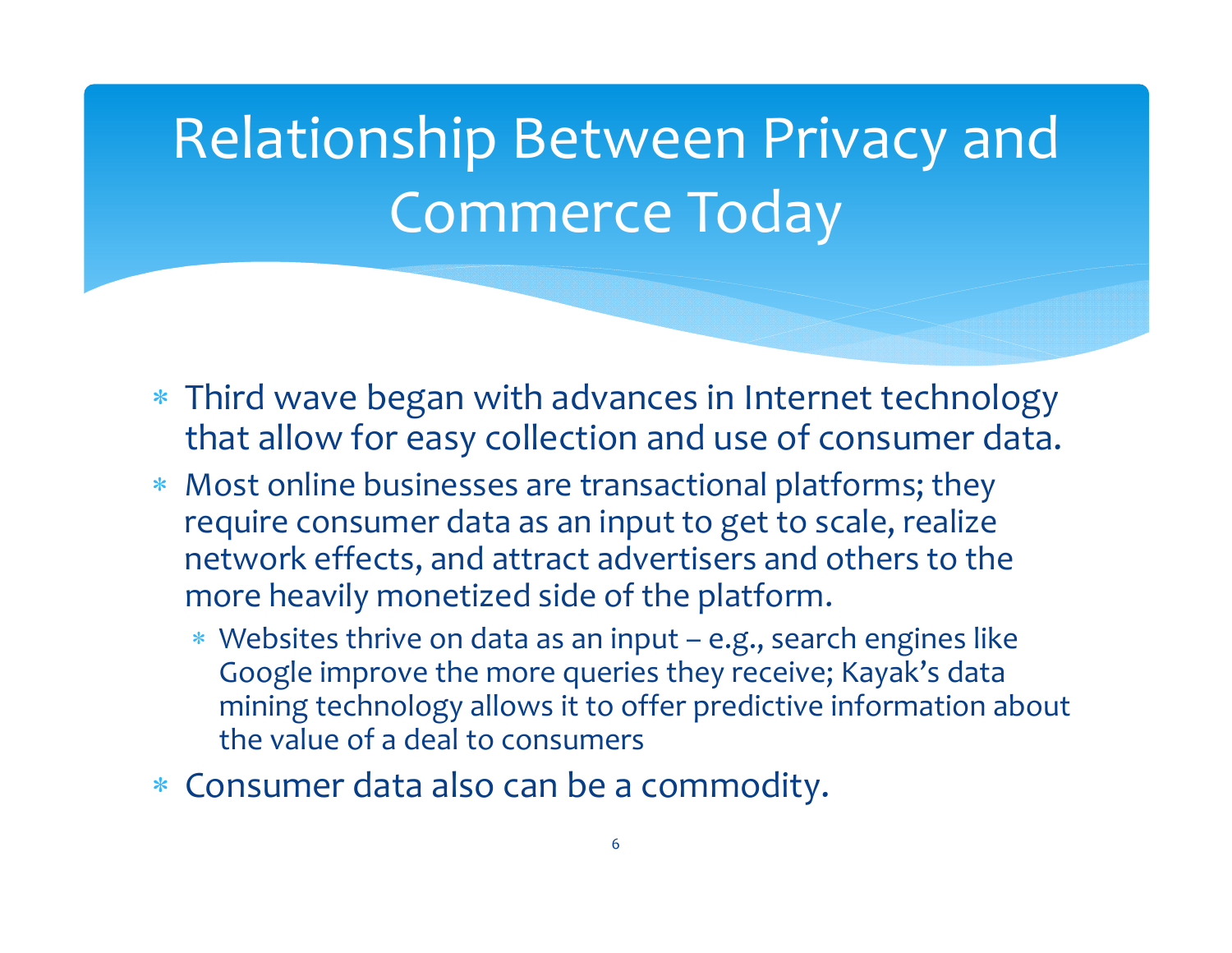# Relationship Between Privacy and Commerce Today

- Third wave began with advances in Internet technology that allow for easy collection and use of consumer data.
- Most online businesses are transactional platforms; they require consumer data as an input to get to scale, realize network effects, and attract advertisers and others to the more heavily monetized side of the platform.
  - Websites thrive on data as an input – e.g., search engines like Google improve the more queries they receive; Kayak's data mining technology allows it to offer predictive information about the value of a deal to consumers
- Consumer data also can be a commodity.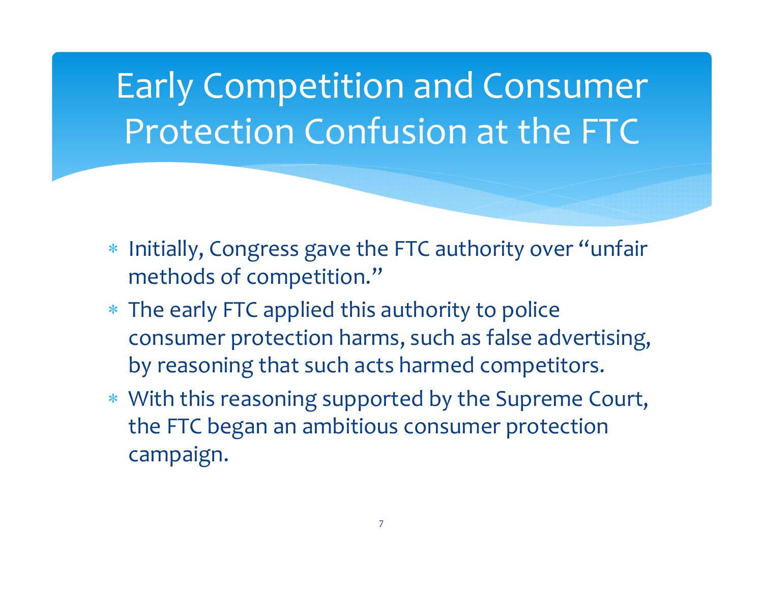# Early Competition and Consumer Protection Confusion at the FTC

- Initially, Congress gave the FTC authority over "unfair methods of competition."
- The early FTC applied this authority to police consumer protection harms, such as false advertising, by reasoning that such acts harmed competitors.
- With this reasoning supported by the Supreme Court, the FTC began an ambitious consumer protection campaign.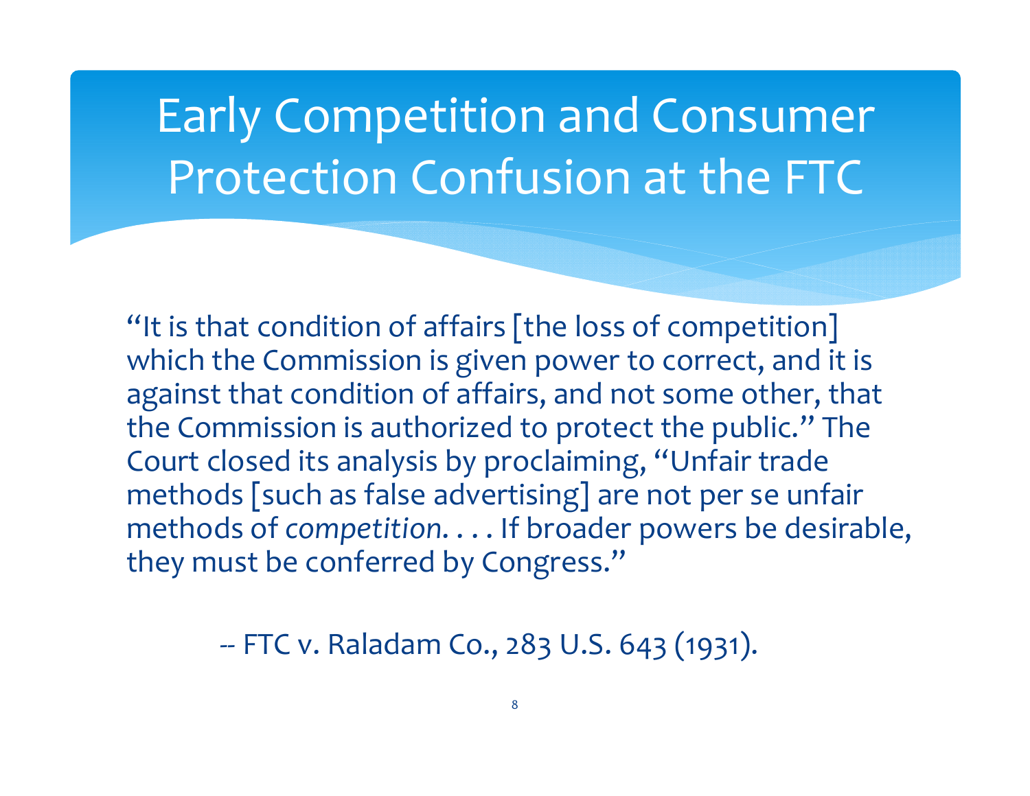# Early Competition and Consumer Protection Confusion at the FTC

"It is that condition of affairs [the loss of competition] which the Commission is given power to correct, and it is against that condition of affairs, and not some other, that the Commission is authorized to protect the public." The Court closed its analysis by proclaiming, "Unfair trade methods [such as false advertising] are not per se unfair methods of *competition*. . . . If broader powers be desirable, they must be conferred by Congress."

-- FTC v. Raladam Co., 283 U.S. 643 (1931).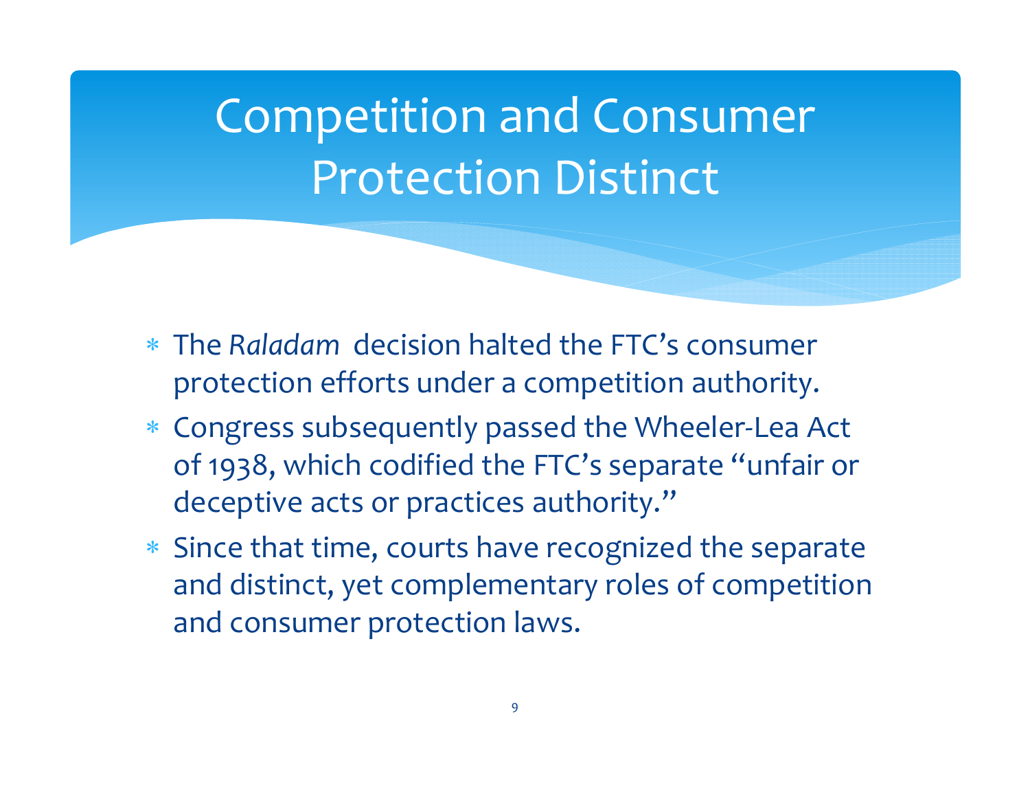# Competition and Consumer Protection Distinct

- The *Raladam* decision halted the FTC's consumer protection efforts under a competition authority.
- Congress subsequently passed the Wheeler-Lea Act of 1938, which codified the FTC's separate "unfair or deceptive acts or practices authority."
- Since that time, courts have recognized the separate and distinct, yet complementary roles of competition and consumer protection laws.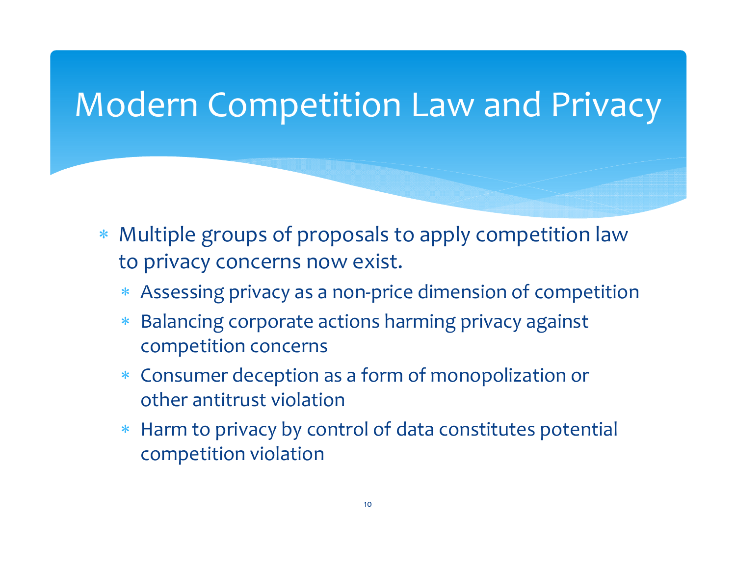# Modern Competition Law and Privacy

- Multiple groups of proposals to apply competition law to privacy concerns now exist.
  - Assessing privacy as a non-price dimension of competition
  - Balancing corporate actions harming privacy against competition concerns
  - Consumer deception as a form of monopolization or other antitrust violation
  - Harm to privacy by control of data constitutes potential competition violation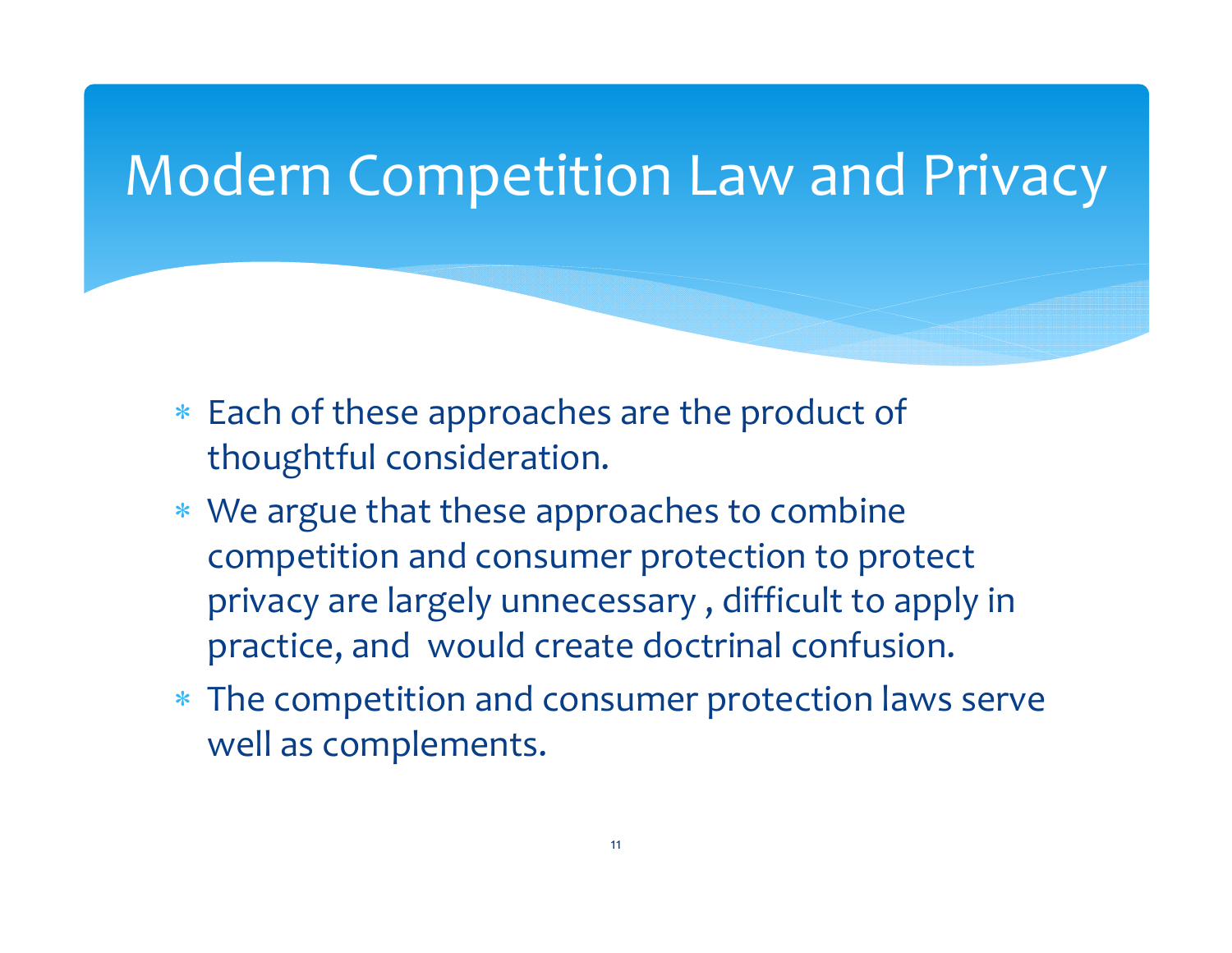# Modern Competition Law and Privacy

- Each of these approaches are the product of thoughtful consideration.
- We argue that these approaches to combine competition and consumer protection to protect privacy are largely unnecessary , difficult to apply in practice, and would create doctrinal confusion.
- The competition and consumer protection laws serve well as complements.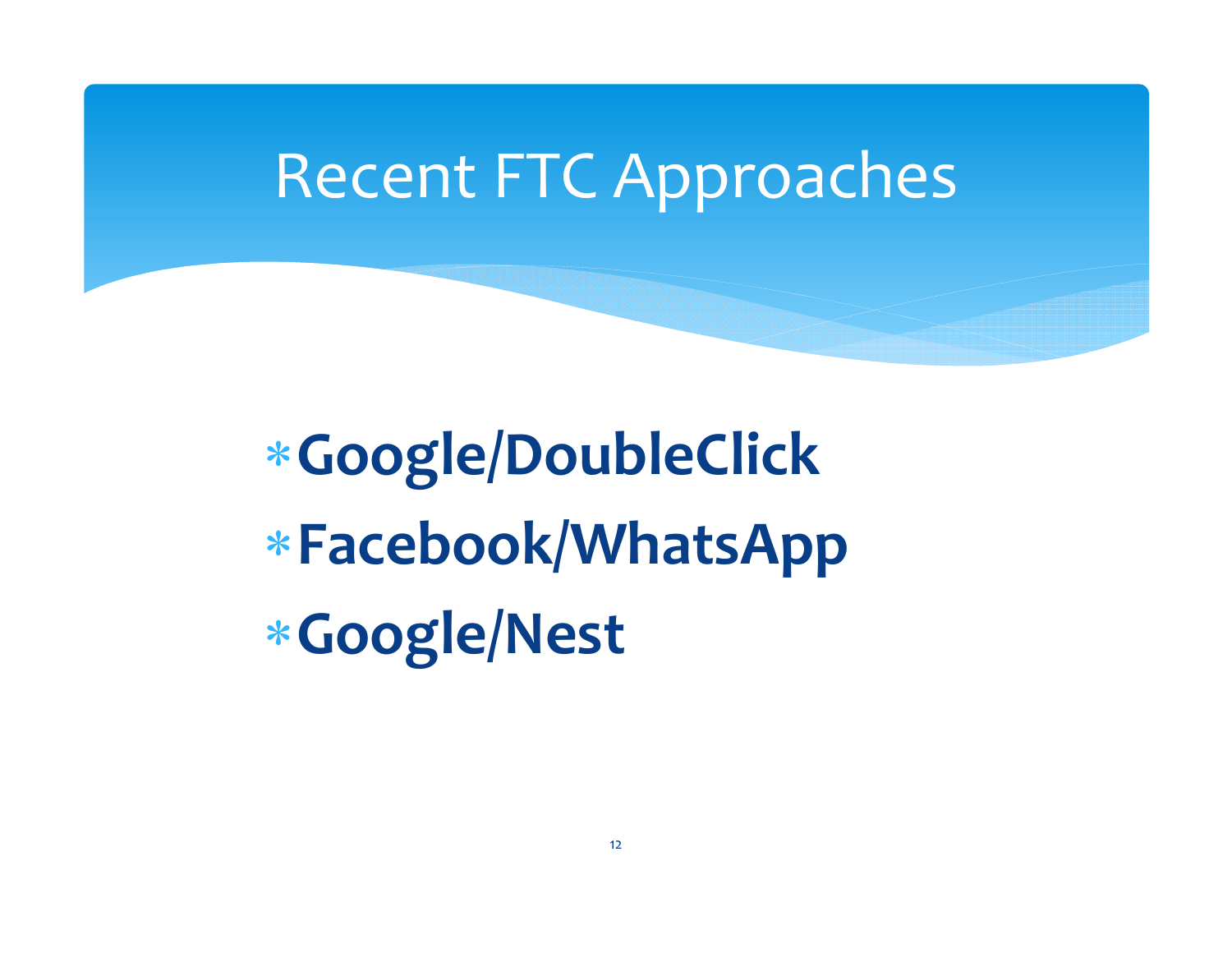# Recent FTC Approaches

- **Google/DoubleClick**
- **Facebook/WhatsApp**
- **Google/Nest**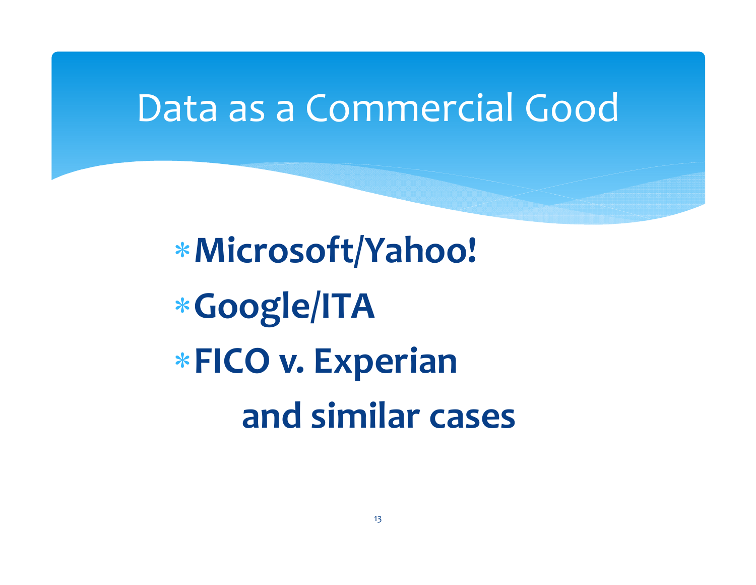# Data as a Commercial Good

- **Microsoft/Yahoo!**
- **Google/ITA**
- **FICO v. Experian**

  **and similar cases**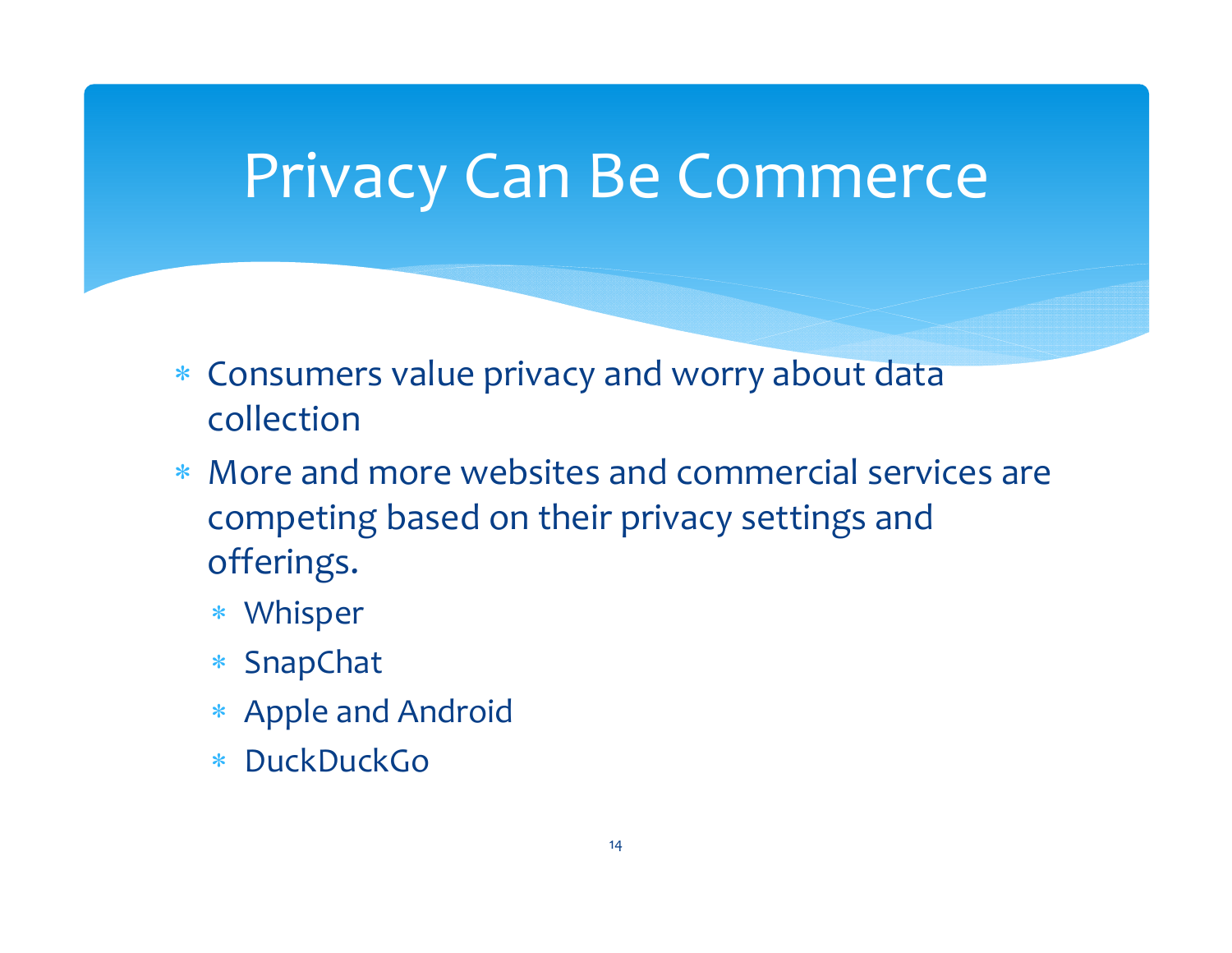# Privacy Can Be Commerce

- Consumers value privacy and worry about data collection
- More and more websites and commercial services are competing based on their privacy settings and offerings.
  - Whisper
  - SnapChat
  - Apple and Android
  - DuckDuckGo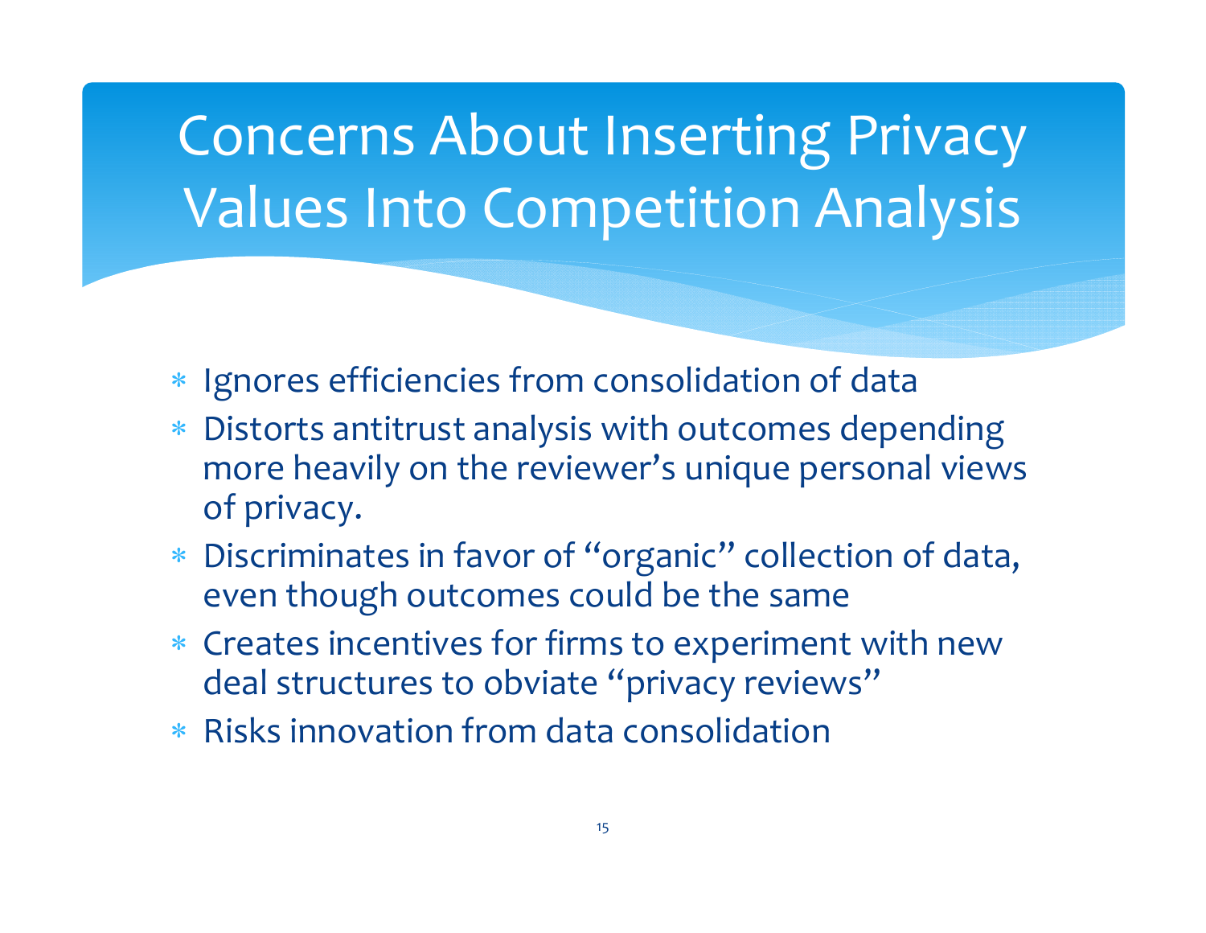# Concerns About Inserting Privacy Values Into Competition Analysis

- Ignores efficiencies from consolidation of data
- Distorts antitrust analysis with outcomes depending more heavily on the reviewer's unique personal views of privacy.
- Discriminates in favor of "organic" collection of data, even though outcomes could be the same
- Creates incentives for firms to experiment with new deal structures to obviate "privacy reviews"
- Risks innovation from data consolidation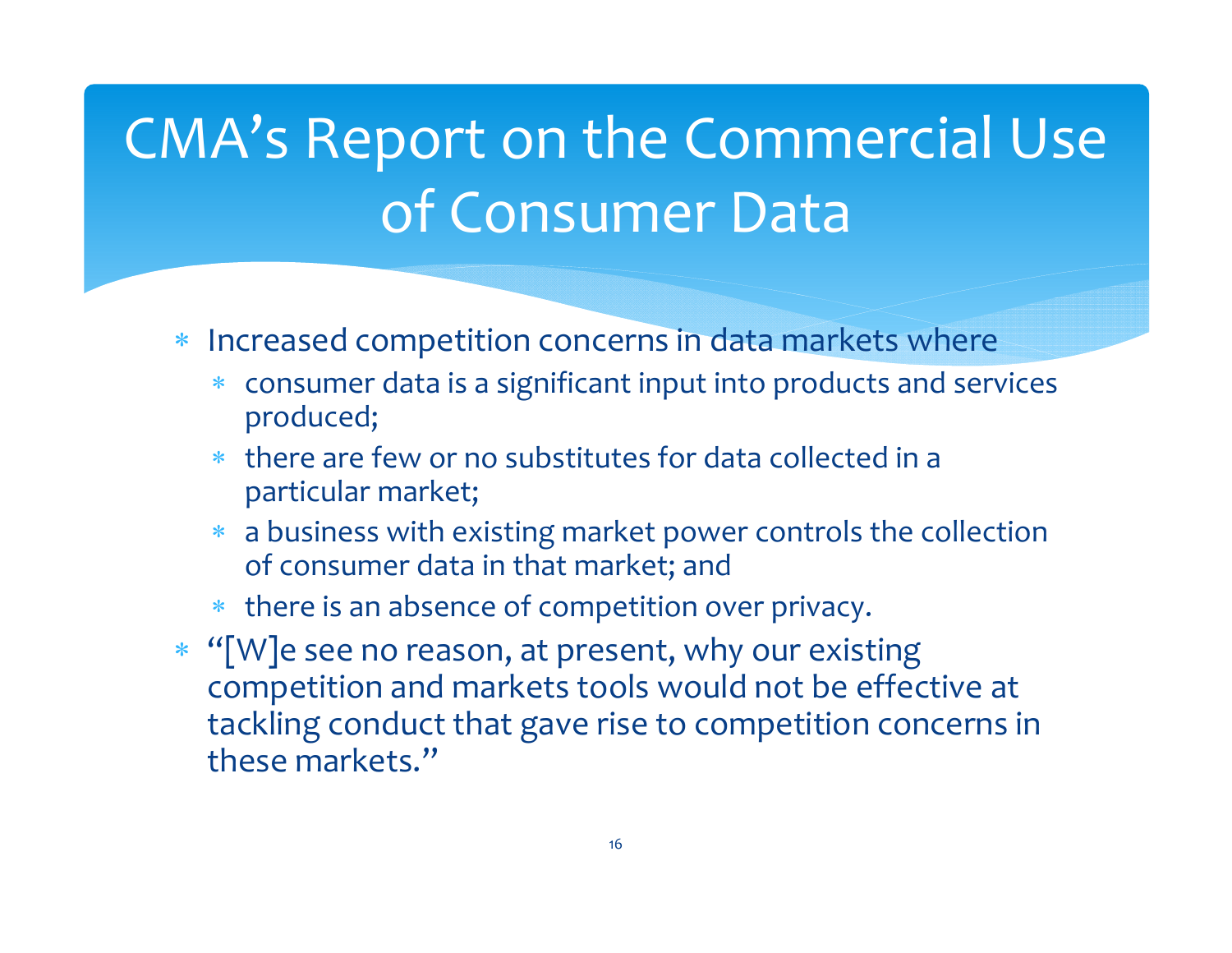# CMA's Report on the Commercial Use of Consumer Data

* Increased competition concerns in data markets where
  * consumer data is a significant input into products and services produced;
  * there are few or no substitutes for data collected in a particular market;
  * a business with existing market power controls the collection of consumer data in that market; and
  * there is an absence of competition over privacy.
* "[W]e see no reason, at present, why our existing competition and markets tools would not be effective at tackling conduct that gave rise to competition concerns in these markets."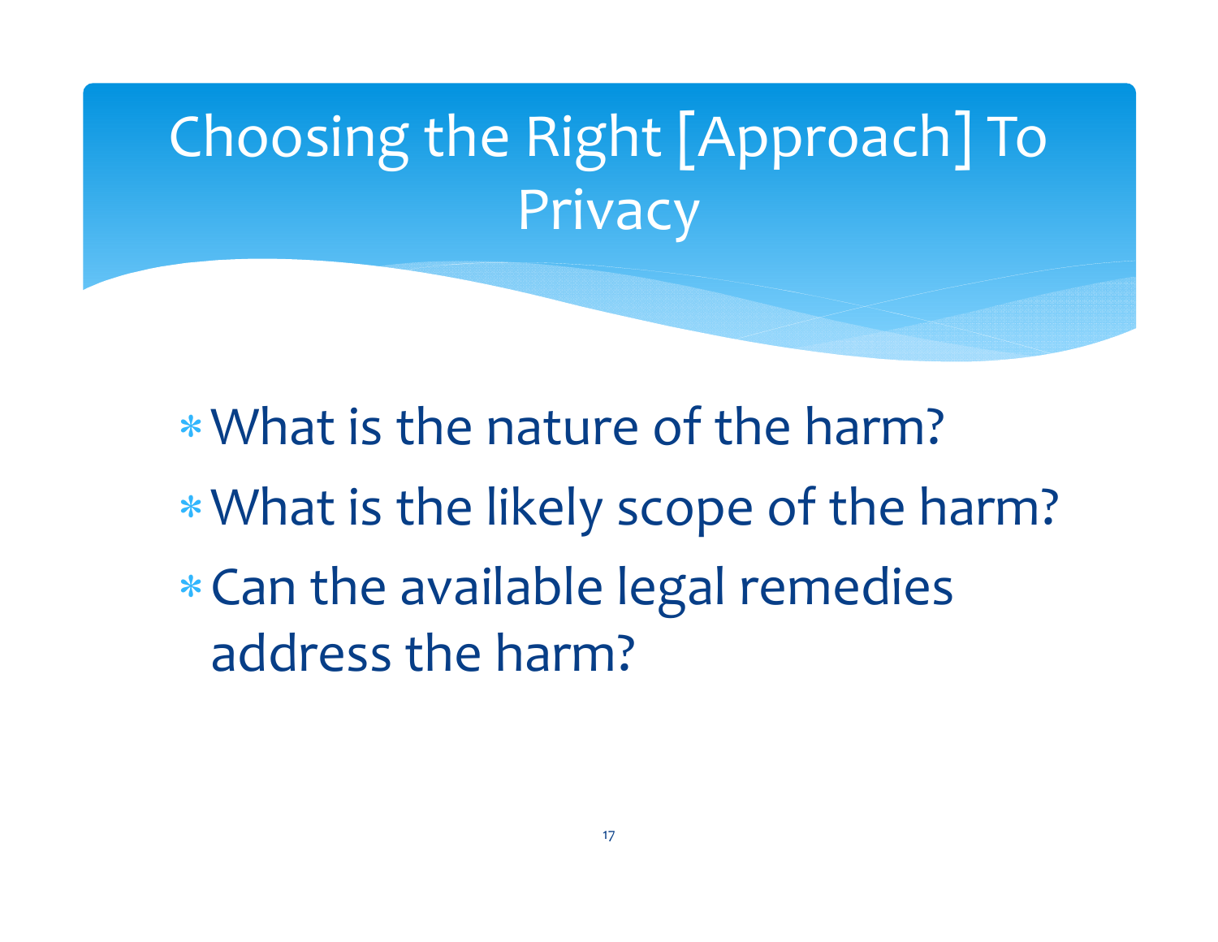# Choosing the Right [Approach] To Privacy

- What is the nature of the harm?
- What is the likely scope of the harm?
- Can the available legal remedies address the harm?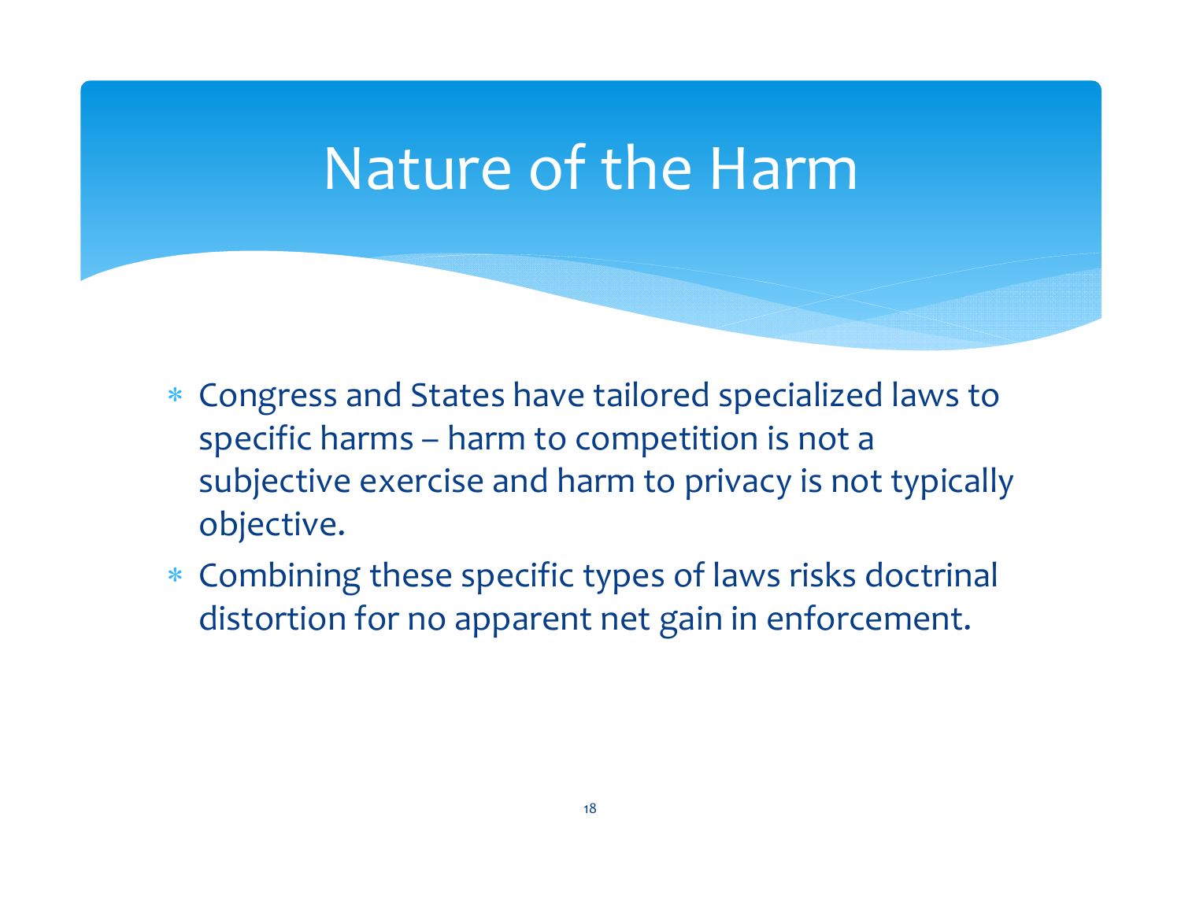# Nature of the Harm

- Congress and States have tailored specialized laws to specific harms – harm to competition is not a subjective exercise and harm to privacy is not typically objective.
- Combining these specific types of laws risks doctrinal distortion for no apparent net gain in enforcement.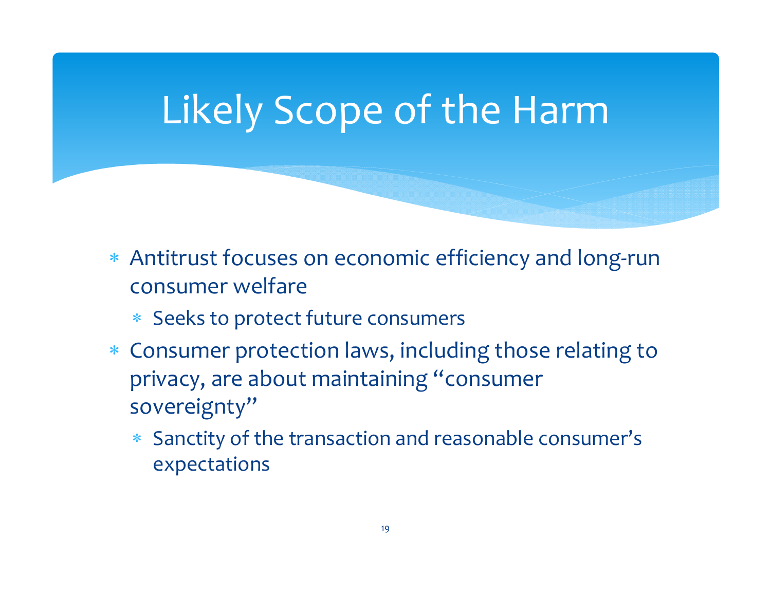# Likely Scope of the Harm

- Antitrust focuses on economic efficiency and long-run consumer welfare
  - Seeks to protect future consumers
- Consumer protection laws, including those relating to privacy, are about maintaining "consumer sovereignty"
  - Sanctity of the transaction and reasonable consumer's expectations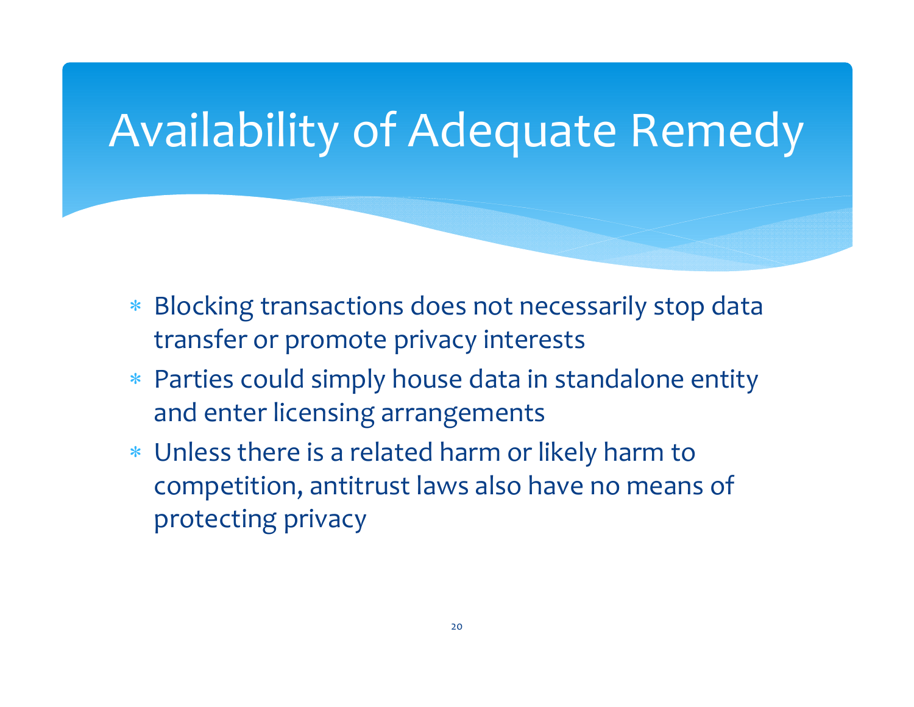# Availability of Adequate Remedy

- Blocking transactions does not necessarily stop data transfer or promote privacy interests
- Parties could simply house data in standalone entity and enter licensing arrangements
- Unless there is a related harm or likely harm to competition, antitrust laws also have no means of protecting privacy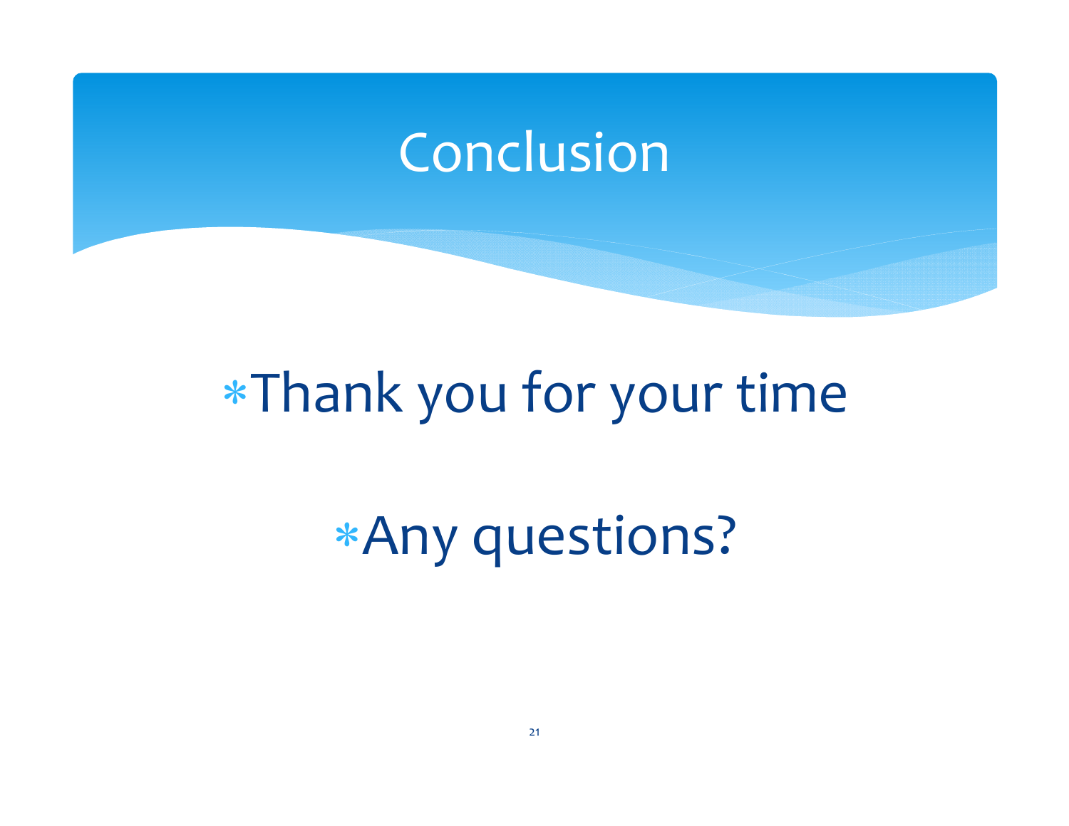# Conclusion

- Thank you for your time

- Any questions?